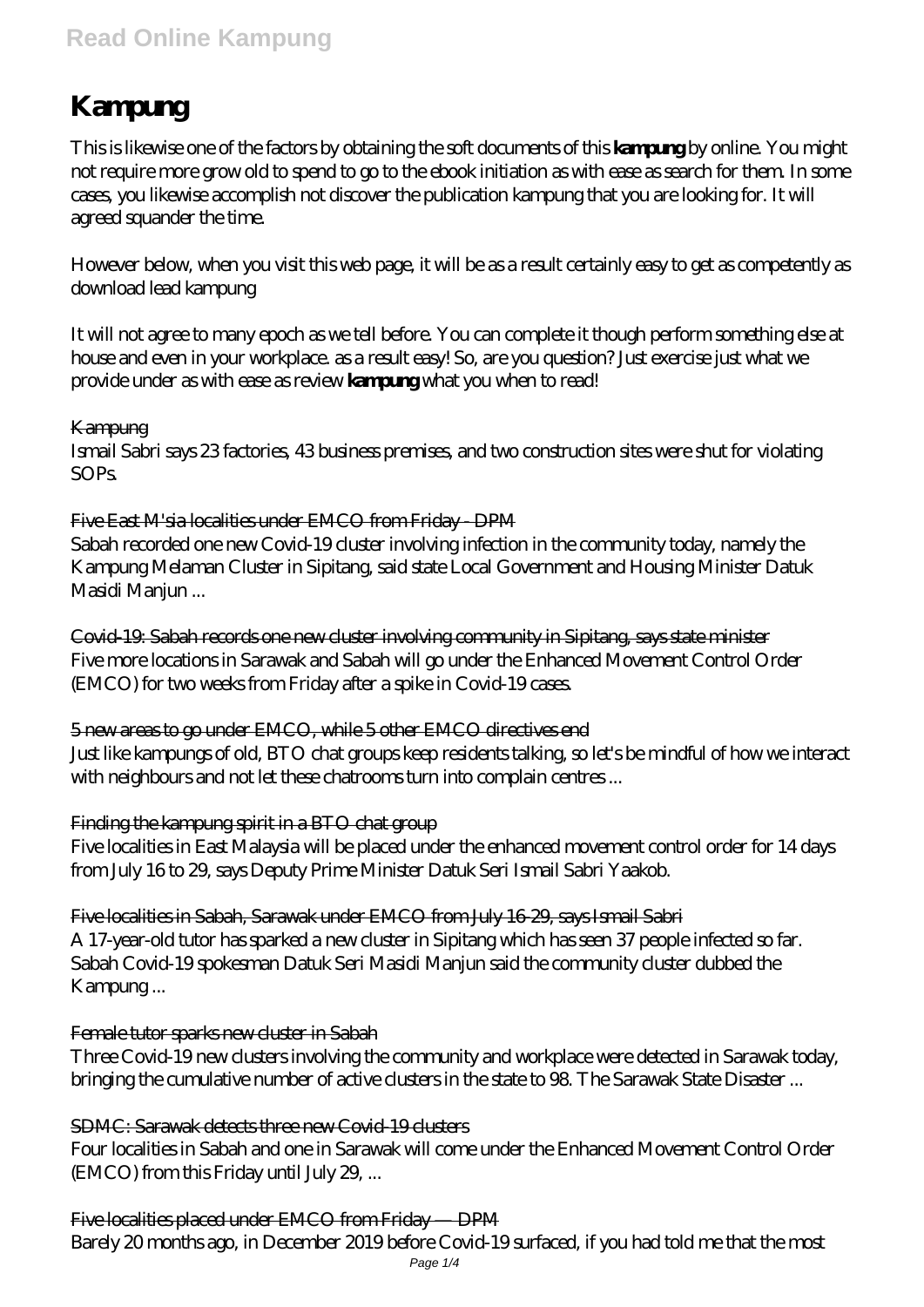# Kampung

This is likewise one of the factors by obtaining the soft documents of this **kampung** by online. You might not require more grow old to spend to go to the ebook initiation as with ease as search for them. In some cases, you likewise accomplish not discover the publication kampung that you are looking for. It will agreed squander the time.

However below, when you visit this web page, it will be as a result certainly easy to get as competently as download lead kampung

It will not agree to many epoch as we tell before. You can complete it though perform something else at house and even in your workplace. as a result easy! So, are you question? Just exercise just what we provide under as with ease as review **kampung** what you when to read!

Kampung

Ismail Sabri says 23 factories, 43 business premises, and two construction sites were shut for violating SOPs.

Five East M'sia localities under EMCO from Friday - DPM

Sabah recorded one new Covid-19 cluster involving infection in the community today, namely the Kampung Melaman Cluster in Sipitang, said state Local Government and Housing Minister Datuk Masidi Manjun ...

Covid-19: Sabah records one new cluster involving community in Sipitang, says state minister

Five more locations in Sarawak and Sabah will go under the Enhanced Movement Control Order (EMCO) for two weeks from Friday after a spike in Covid-19 cases.

5 new areas to go under EMCO, while 5 other EMCO directives end

Just like kampungs of old, BTO chat groups keep residents talking, so let's be mindful of how we interact with neighbours and not let these chatrooms turn into complain centres ...

Finding the kampung spirit in a BTO chat group

Five localities in East Malaysia will be placed under the enhanced movement control order for 14 days from July 16 to 29, says Deputy Prime Minister Datuk Seri Ismail Sabri Yaakob.

Five localities in Sabah, Sarawak under EMCO from July 16-29, says Ismail Sabri

A 17-year-old tutor has sparked a new cluster in Sipitang which has seen 37 people infected so far. Sabah Covid-19 spokesman Datuk Seri Masidi Manjun said the community cluster dubbed the Kampung ...

Female tutor sparks new cluster in Sabah

Three Covid-19 new clusters involving the community and workplace were detected in Sarawak today, bringing the cumulative number of active clusters in the state to 98. The Sarawak State Disaster ...

SDMC: Sarawak detects three new Covid-19 clusters

Four localities in Sabah and one in Sarawak will come under the Enhanced Movement Control Order (EMCO) from this Friday until July 29, ...

Five localities placed under EMCO from Friday — DPM

Barely 20 months ago, in December 2019 before Covid-19 surfaced, if you had told me that the most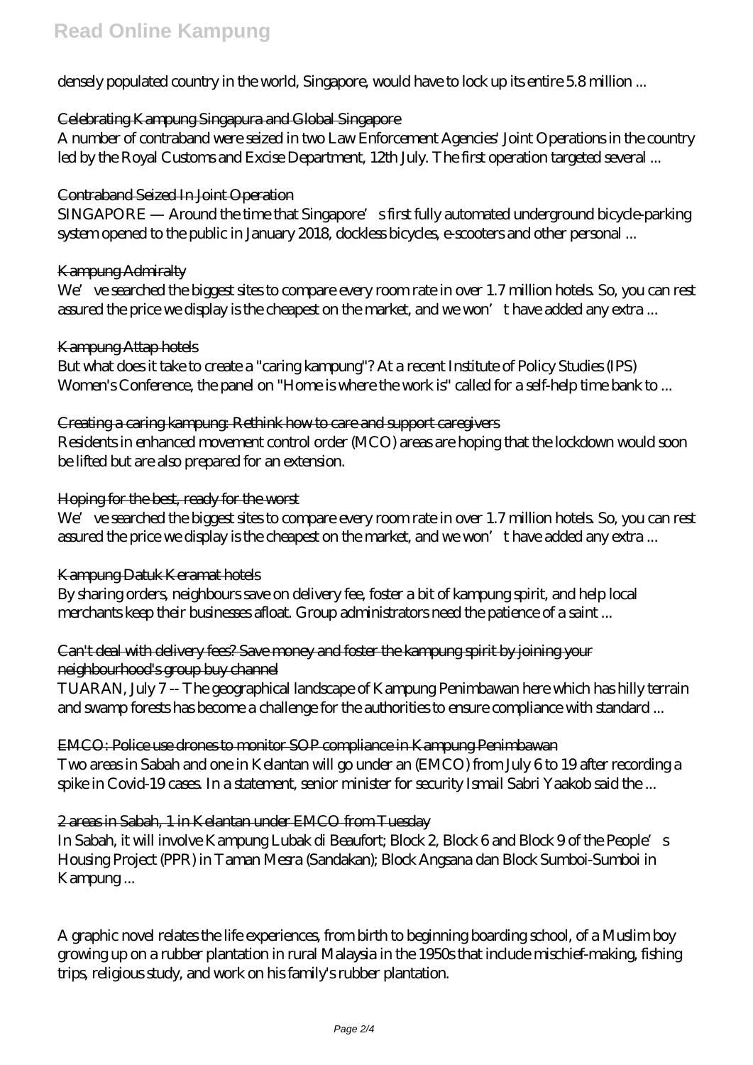densely populated country in the world, Singapore, would have to lock up its entire 5.8 million ...

### Celebrating Kampung Singapura and Global Singapore

A number of contraband were seized in two Law Enforcement Agencies' Joint Operations in the country led by the Royal Customs and Excise Department, 12th July. The first operation targeted several ...

### Contraband Seized In Joint Operation

SINGAPORE — Around the time that Singapore's first fully automated underground bicycle-parking system opened to the public in January 2018, dockless bicycles, e-scooters and other personal ...

### Kampung Admiralty

We've searched the biggest sites to compare every room rate in over 1.7 million hotels. So, you can rest assured the price we display is the cheapest on the market, and we won't have added any extra ...

### Kampung Attap hotels

But what does it take to create a "caring kampung"? At a recent Institute of Policy Studies (IPS) Women's Conference, the panel on "Home is where the work is" called for a self-help time bank to ...

### Creating a caring kampung: Rethink how to care and support caregivers

Residents in enhanced movement control order (MCO) areas are hoping that the lockdown would soon be lifted but are also prepared for an extension.

### Hoping for the best, ready for the worst

We've searched the biggest sites to compare every room rate in over 1.7 million hotels. So, you can rest assured the price we display is the cheapest on the market, and we won't have added any extra ...

### Kampung Datuk Keramat hotels

By sharing orders, neighbours save on delivery fee, foster a bit of kampung spirit, and help local merchants keep their businesses afloat. Group administrators need the patience of a saint ...

### Can't deal with delivery fees? Save money and foster the kampung spirit by joining your neighbourhood's group buy channel

TUARAN, July 7 -- The geographical landscape of Kampung Penimbawan here which has hilly terrain and swamp forests has become a challenge for the authorities to ensure compliance with standard ...

### EMCO: Police use drones to monitor SOP compliance in Kampung Penimbawan

Two areas in Sabah and one in Kelantan will go under an (EMCO) from July 6 to 19 after recording a spike in Covid-19 cases. In a statement, senior minister for security Ismail Sabri Yaakob said the ...

### 2 areas in Sabah, 1 in Kelantan under EMCO from Tuesday

In Sabah, it will involve Kampung Lubak di Beaufort; Block 2, Block 6 and Block 9 of the People's Housing Project (PPR) in Taman Mesra (Sandakan); Block Angsana dan Block Sumboi-Sumboi in Kampung ...

A graphic novel relates the life experiences, from birth to beginning boarding school, of a Muslim boy growing up on a rubber plantation in rural Malaysia in the 1950s that include mischief-making, fishing trips, religious study, and work on his family's rubber plantation.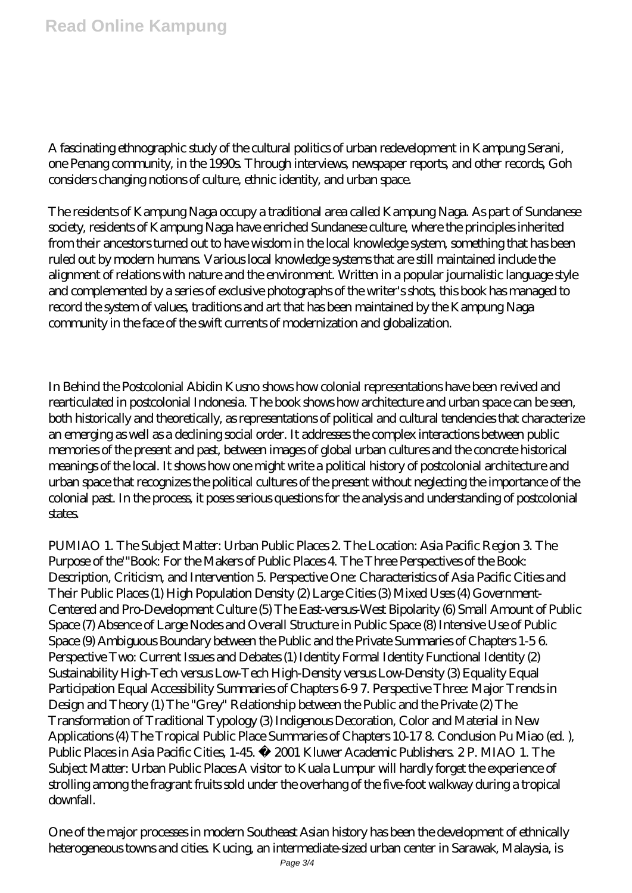A fascinating ethnographic study of the cultural politics of urban redevelopment in Kampung Serani, one Penang community, in the 1990s. Through interviews, newspaper reports, and other records, Goh considers changing notions of culture, ethnic identity, and urban space.

The residents of Kampung Naga occupy a traditional area called Kampung Naga. As part of Sundanese society, residents of Kampung Naga have enriched Sundanese culture, where the principles inherited from their ancestors turned out to have wisdom in the local knowledge system, something that has been ruled out by modern humans. Various local knowledge systems that are still maintained include the alignment of relations with nature and the environment. Written in a popular journalistic language style and complemented by a series of exclusive photographs of the writer's shots, this book has managed to record the system of values, traditions and art that has been maintained by the Kampung Naga community in the face of the swift currents of modernization and globalization.

In Behind the Postcolonial Abidin Kusno shows how colonial representations have been revived and rearticulated in postcolonial Indonesia. The book shows how architecture and urban space can be seen, both historically and theoretically, as representations of political and cultural tendencies that characterize an emerging as well as a declining social order. It addresses the complex interactions between public memories of the present and past, between images of global urban cultures and the concrete historical meanings of the local. It shows how one might write a political history of postcolonial architecture and urban space that recognizes the political cultures of the present without neglecting the importance of the colonial past. In the process, it poses serious questions for the analysis and understanding of postcolonial states.

PUMIAO 1. The Subject Matter: Urban Public Places 2. The Location: Asia Pacific Region 3. The Purpose of the'"Book: For the Makers of Public Places 4. The Three Perspectives of the Book: Description, Criticism, and Intervention 5. Perspective One: Characteristics of Asia Pacific Cities and Their Public Places (1) High Population Density (2) Large Cities (3) Mixed Uses (4) Government-Centered and Pro-Development Culture (5) The East-versus-West Bipolarity (6) Small Amount of Public Space (7) Absence of Large Nodes and Overall Structure in Public Space (8) Intensive Use of Public Space (9) Ambiguous Boundary between the Public and the Private Summaries of Chapters 1-5 6. Perspective Two: Current Issues and Debates (1) Identity Formal Identity Functional Identity (2) Sustainability High-Tech versus Low-Tech High-Density versus Low-Density (3) Equality Equal Participation Equal Accessibility Summaries of Chapters 6-9 7. Perspective Three: Major Trends in Design and Theory (1) The "Grey" Relationship between the Public and the Private (2) The Transformation of Traditional Typology (3) Indigenous Decoration, Color and Material in New Applications (4) The Tropical Public Place Summaries of Chapters 10-17 8. Conclusion Pu Miao (ed. ), Public Places in Asia Pacific Cities, 1-45. © 2001 Kluwer Academic Publishers. 2 P. MIAO 1. The Subject Matter: Urban Public Places A visitor to Kuala Lumpur will hardly forget the experience of strolling among the fragrant fruits sold under the overhang of the five-foot walkway during a tropical downfall.

One of the major processes in modern Southeast Asian history has been the development of ethnically heterogeneous towns and cities. Kucing, an intermediate-sized urban center in Sarawak, Malaysia, is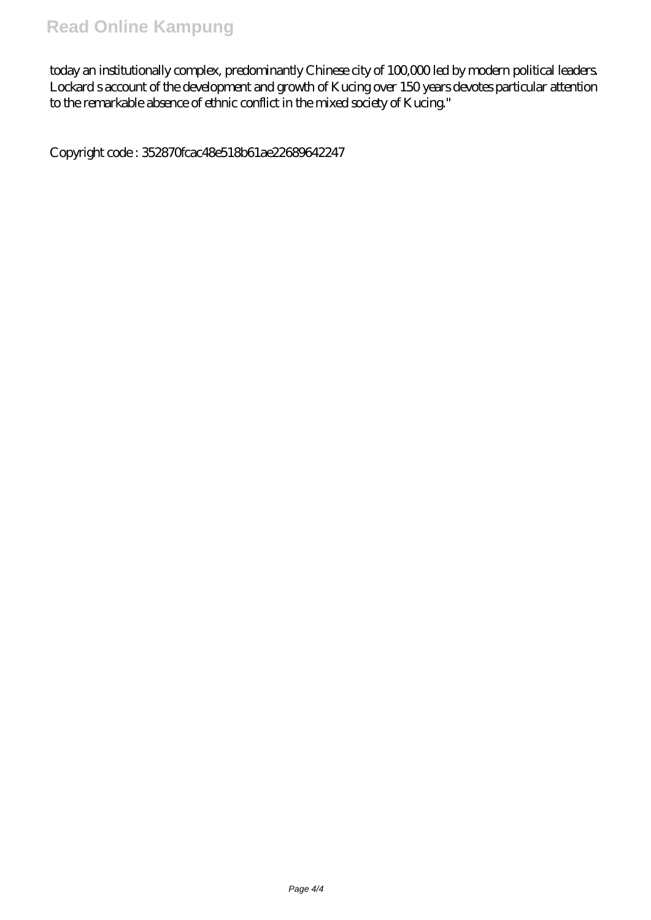today an institutionally complex, predominantly Chinese city of 100,000 led by modern political leaders. Lockard s account of the development and growth of Kucing over 150 years devotes particular attention to the remarkable absence of ethnic conflict in the mixed society of Kucing."

Copyright code : 352870fcac48e518b61ae22689642247